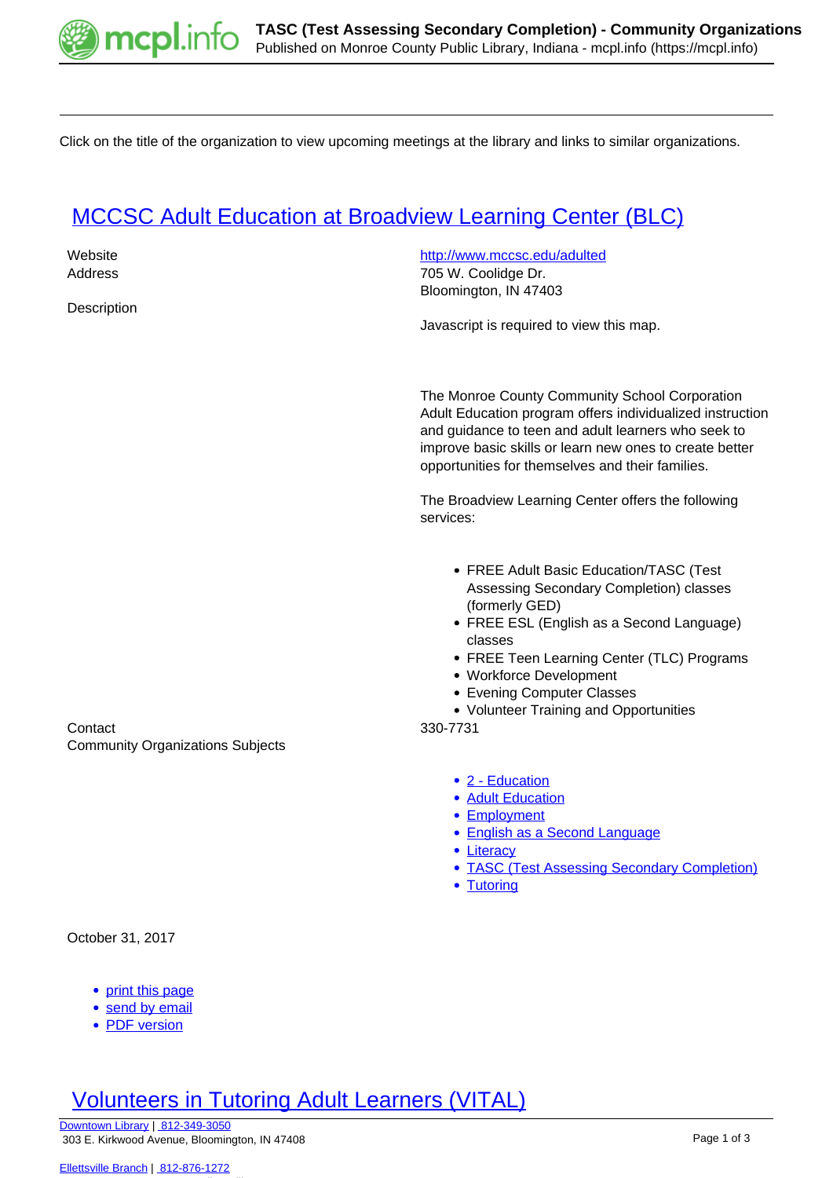Click on the title of the organization to view upcoming meetings at the library and links to similar organizations.

## MCCSC Adult Education at Broadview Learning Center (BLC)

Website: http://www.mccsc.edu/adulted

Address: 705 W. Coolidge Dr.
Bloomington, IN 47403

Description:

Javascript is required to view this map.

The Monroe County Community School Corporation Adult Education program offers individualized instruction and guidance to teen and adult learners who seek to improve basic skills or learn new ones to create better opportunities for themselves and their families.

The Broadview Learning Center offers the following services:

- FREE Adult Basic Education/TASC (Test Assessing Secondary Completion) classes (formerly GED)
- FREE ESL (English as a Second Language) classes
- FREE Teen Learning Center (TLC) Programs
- Workforce Development
- Evening Computer Classes
- Volunteer Training and Opportunities

Contact: 330-7731

Community Organizations Subjects:

- 2 - Education
- Adult Education
- Employment
- English as a Second Language
- Literacy
- TASC (Test Assessing Secondary Completion)
- Tutoring

October 31, 2017

- print this page
- send by email
- PDF version

## Volunteers in Tutoring Adult Learners (VITAL)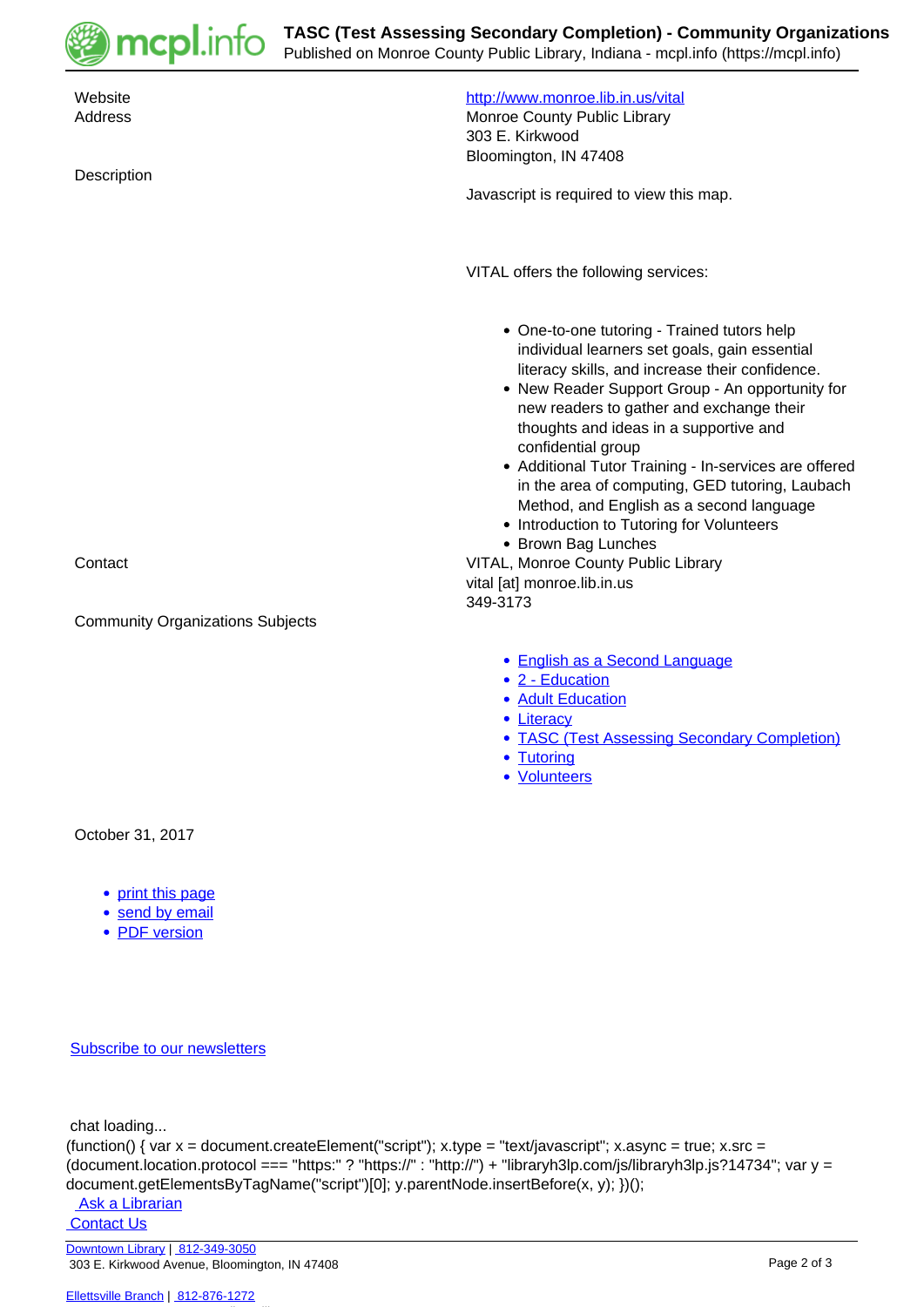| | |
|---|---|
| Website | http://www.monroe.lib.in.us/vital |
| Address | Monroe County Public Library<br>303 E. Kirkwood<br>Bloomington, IN 47408 |
| Description | Javascript is required to view this map.<br><br>VITAL offers the following services:<br><br>• One-to-one tutoring - Trained tutors help individual learners set goals, gain essential literacy skills, and increase their confidence.<br>• New Reader Support Group - An opportunity for new readers to gather and exchange their thoughts and ideas in a supportive and confidential group<br>• Additional Tutor Training - In-services are offered in the area of computing, GED tutoring, Laubach Method, and English as a second language<br>• Introduction to Tutoring for Volunteers<br>• Brown Bag Lunches |
| Contact | VITAL, Monroe County Public Library<br>vital [at] monroe.lib.in.us<br>349-3173 |
| Community Organizations Subjects | • English as a Second Language<br>• 2 - Education<br>• Adult Education<br>• Literacy<br>• TASC (Test Assessing Secondary Completion)<br>• Tutoring<br>• Volunteers |

October 31, 2017

- print this page
- send by email
- PDF version

Subscribe to our newsletters

chat loading...

```
(function() { var x = document.createElement("script"); x.type = "text/javascript"; x.async = true; x.src = (document.location.protocol === "https:" ? "https://" : "http://") + "libraryh3lp.com/js/libraryh3lp.js?14734"; var y = document.getElementsByTagName("script")[0]; y.parentNode.insertBefore(x, y); })();
```

Ask a Librarian

Contact Us

Downtown Library | 812-349-3050
303 E. Kirkwood Avenue, Bloomington, IN 47408

Ellettsville Branch | 812-876-1272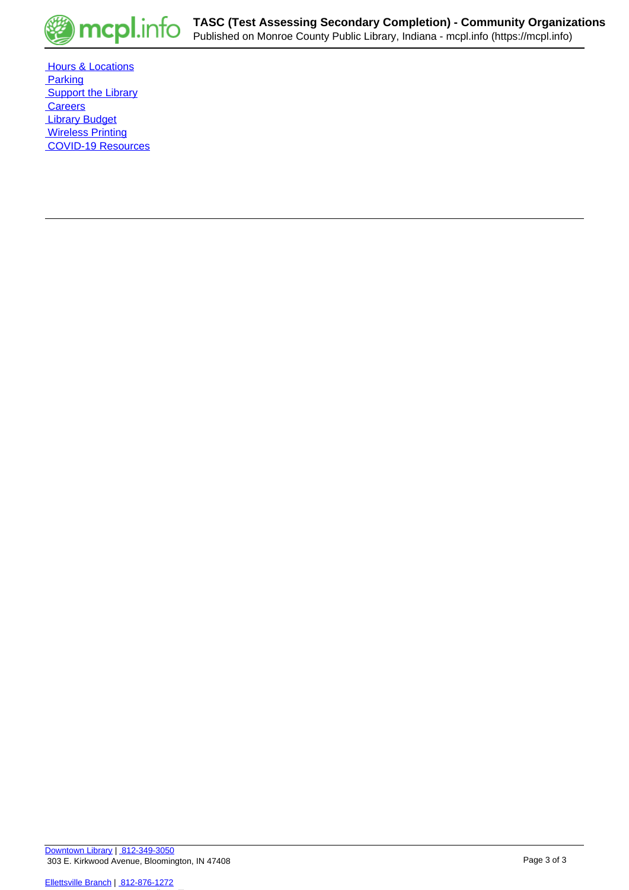- Hours & Locations
- Parking
- Support the Library
- Careers
- Library Budget
- Wireless Printing
- COVID-19 Resources

Downtown Library | 812-349-3050
303 E. Kirkwood Avenue, Bloomington, IN 47408

Ellettsville Branch | 812-876-1272